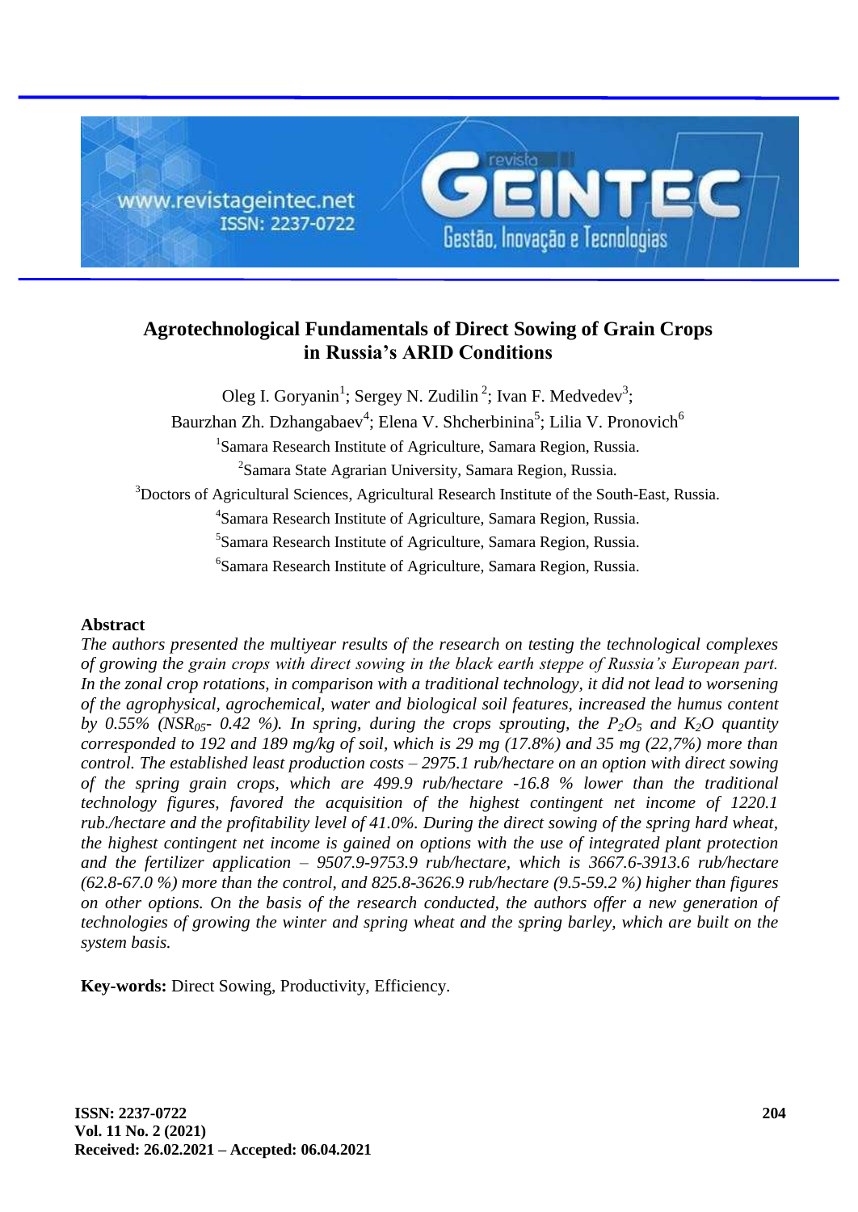# Agrotechnological Fundamentals of Direct Sowing of Grain Crops in Russia's ARID Conditions

Oleg I. Goryanin[1]; Sergey N. Zudilin [2]; Ivan F. Medvedev[3];
Baurzhan Zh. Dzhangabaev[4]; Elena V. Shcherbinina[5]; Lilia V. Pronovich[6]

[1]Samara Research Institute of Agriculture, Samara Region, Russia.
[2]Samara State Agrarian University, Samara Region, Russia.
[3]Doctors of Agricultural Sciences, Agricultural Research Institute of the South-East, Russia.
[4]Samara Research Institute of Agriculture, Samara Region, Russia.
[5]Samara Research Institute of Agriculture, Samara Region, Russia.
[6]Samara Research Institute of Agriculture, Samara Region, Russia.

## Abstract

*The authors presented the multiyear results of the research on testing the technological complexes of growing the grain crops with direct sowing in the black earth steppe of Russia's European part. In the zonal crop rotations, in comparison with a traditional technology, it did not lead to worsening of the agrophysical, agrochemical, water and biological soil features, increased the humus content by 0.55% ($NSR_{05}$- 0.42 %). In spring, during the crops sprouting, the $P_2O_5$ and $K_2O$ quantity corresponded to 192 and 189 mg/kg of soil, which is 29 mg (17.8%) and 35 mg (22,7%) more than control. The established least production costs – 2975.1 rub/hectare on an option with direct sowing of the spring grain crops, which are 499.9 rub/hectare -16.8 % lower than the traditional technology figures, favored the acquisition of the highest contingent net income of 1220.1 rub./hectare and the profitability level of 41.0%. During the direct sowing of the spring hard wheat, the highest contingent net income is gained on options with the use of integrated plant protection and the fertilizer application – 9507.9-9753.9 rub/hectare, which is 3667.6-3913.6 rub/hectare (62.8-67.0 %) more than the control, and 825.8-3626.9 rub/hectare (9.5-59.2 %) higher than figures on other options. On the basis of the research conducted, the authors offer a new generation of technologies of growing the winter and spring wheat and the spring barley, which are built on the system basis.*

**Key-words:** Direct Sowing, Productivity, Efficiency.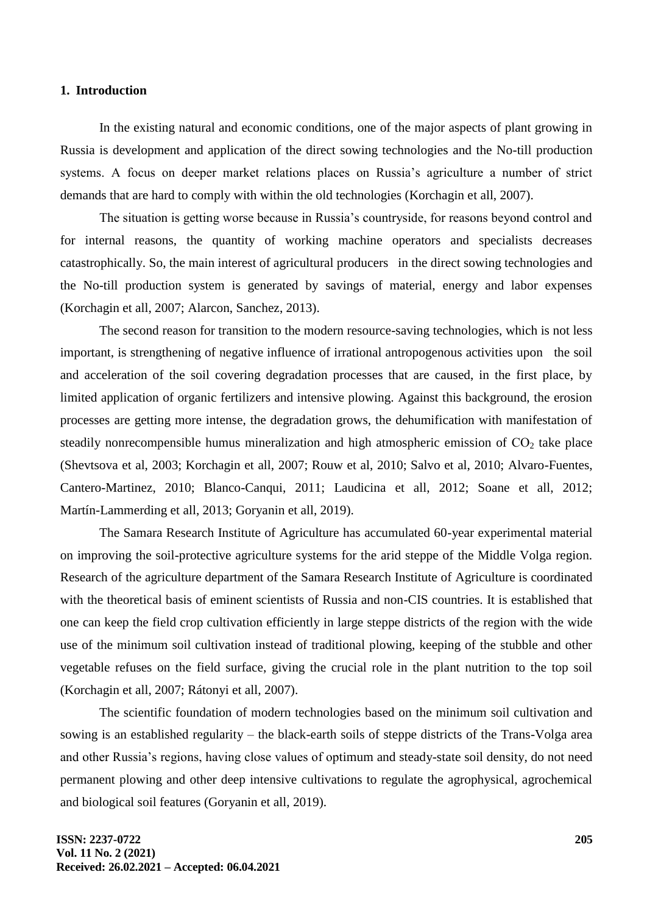## 1. Introduction

In the existing natural and economic conditions, one of the major aspects of plant growing in Russia is development and application of the direct sowing technologies and the No-till production systems. A focus on deeper market relations places on Russia's agriculture a number of strict demands that are hard to comply with within the old technologies (Korchagin et all, 2007).

The situation is getting worse because in Russia's countryside, for reasons beyond control and for internal reasons, the quantity of working machine operators and specialists decreases catastrophically. So, the main interest of agricultural producers in the direct sowing technologies and the No-till production system is generated by savings of material, energy and labor expenses (Korchagin et all, 2007; Alarcon, Sanchez, 2013).

The second reason for transition to the modern resource-saving technologies, which is not less important, is strengthening of negative influence of irrational antropogenous activities upon the soil and acceleration of the soil covering degradation processes that are caused, in the first place, by limited application of organic fertilizers and intensive plowing. Against this background, the erosion processes are getting more intense, the degradation grows, the dehumification with manifestation of steadily nonrecompensible humus mineralization and high atmospheric emission of $CO_2$ take place (Shevtsova et al, 2003; Korchagin et all, 2007; Rouw et al, 2010; Salvo et al, 2010; Alvaro-Fuentes, Cantero-Martinez, 2010; Blanco-Canqui, 2011; Laudicina et all, 2012; Soane et all, 2012; Martín-Lammerding et all, 2013; Goryanin et all, 2019).

The Samara Research Institute of Agriculture has accumulated 60-year experimental material on improving the soil-protective agriculture systems for the arid steppe of the Middle Volga region. Research of the agriculture department of the Samara Research Institute of Agriculture is coordinated with the theoretical basis of eminent scientists of Russia and non-CIS countries. It is established that one can keep the field crop cultivation efficiently in large steppe districts of the region with the wide use of the minimum soil cultivation instead of traditional plowing, keeping of the stubble and other vegetable refuses on the field surface, giving the crucial role in the plant nutrition to the top soil (Korchagin et all, 2007; Rátonyi et all, 2007).

The scientific foundation of modern technologies based on the minimum soil cultivation and sowing is an established regularity – the black-earth soils of steppe districts of the Trans-Volga area and other Russia's regions, having close values of optimum and steady-state soil density, do not need permanent plowing and other deep intensive cultivations to regulate the agrophysical, agrochemical and biological soil features (Goryanin et all, 2019).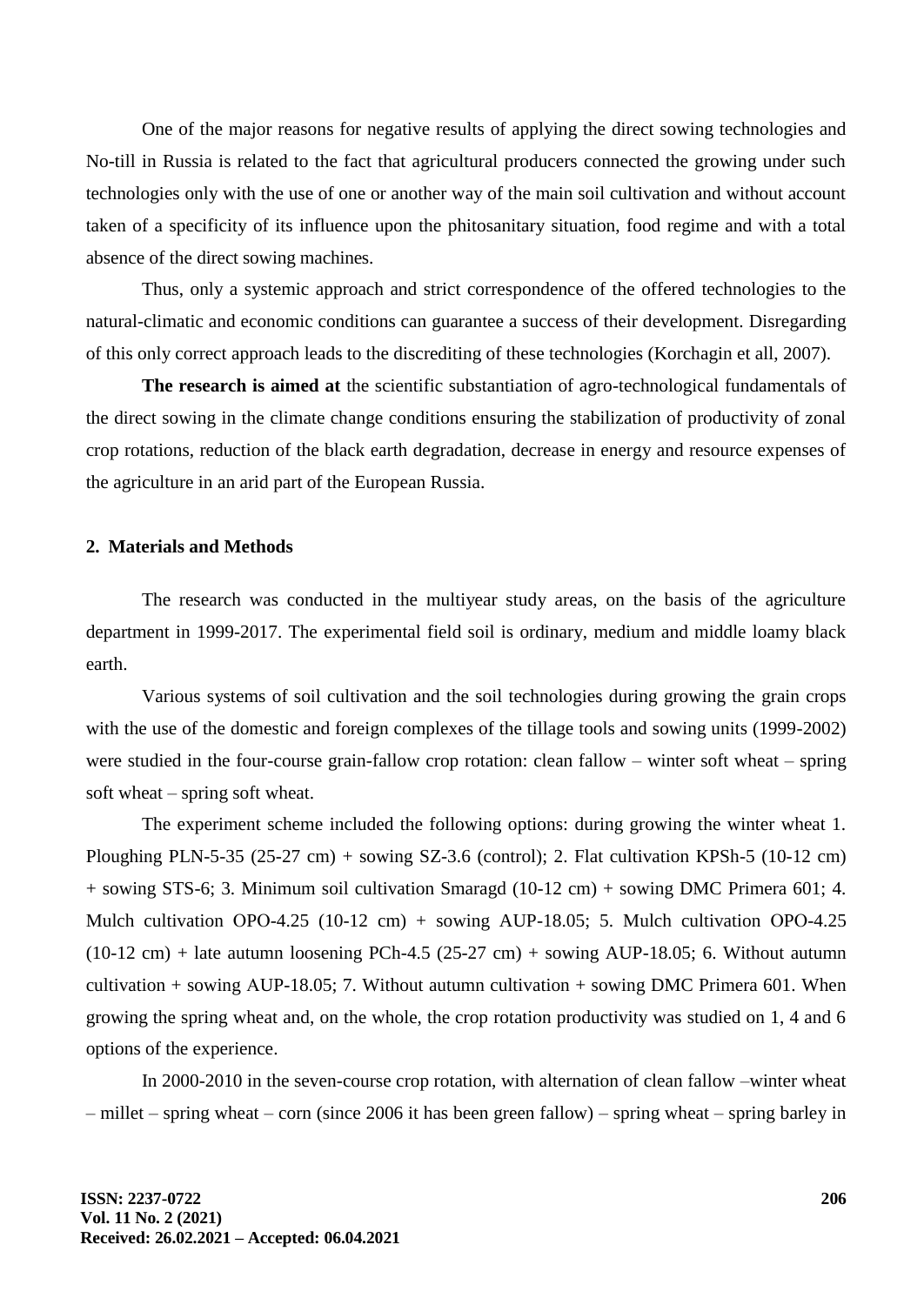One of the major reasons for negative results of applying the direct sowing technologies and No-till in Russia is related to the fact that agricultural producers connected the growing under such technologies only with the use of one or another way of the main soil cultivation and without account taken of a specificity of its influence upon the phitosanitary situation, food regime and with a total absence of the direct sowing machines.

Thus, only a systemic approach and strict correspondence of the offered technologies to the natural-climatic and economic conditions can guarantee a success of their development. Disregarding of this only correct approach leads to the discrediting of these technologies (Korchagin et all, 2007).

**The research is aimed at** the scientific substantiation of agro-technological fundamentals of the direct sowing in the climate change conditions ensuring the stabilization of productivity of zonal crop rotations, reduction of the black earth degradation, decrease in energy and resource expenses of the agriculture in an arid part of the European Russia.

## 2. Materials and Methods

The research was conducted in the multiyear study areas, on the basis of the agriculture department in 1999-2017. The experimental field soil is ordinary, medium and middle loamy black earth.

Various systems of soil cultivation and the soil technologies during growing the grain crops with the use of the domestic and foreign complexes of the tillage tools and sowing units (1999-2002) were studied in the four-course grain-fallow crop rotation: clean fallow – winter soft wheat – spring soft wheat – spring soft wheat.

The experiment scheme included the following options: during growing the winter wheat 1. Ploughing PLN-5-35 (25-27 cm) + sowing SZ-3.6 (control); 2. Flat cultivation KPSh-5 (10-12 cm) + sowing STS-6; 3. Minimum soil cultivation Smaragd (10-12 cm) + sowing DMC Primera 601; 4. Mulch cultivation OPO-4.25 (10-12 cm) + sowing AUP-18.05; 5. Mulch cultivation OPO-4.25 (10-12 cm) + late autumn loosening PCh-4.5 (25-27 cm) + sowing AUP-18.05; 6. Without autumn cultivation + sowing AUP-18.05; 7. Without autumn cultivation + sowing DMC Primera 601. When growing the spring wheat and, on the whole, the crop rotation productivity was studied on 1, 4 and 6 options of the experience.

In 2000-2010 in the seven-course crop rotation, with alternation of clean fallow –winter wheat – millet – spring wheat – corn (since 2006 it has been green fallow) – spring wheat – spring barley in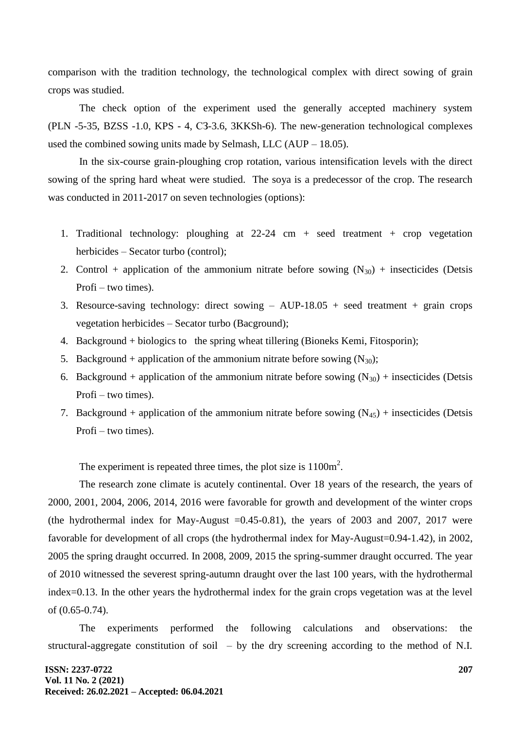comparison with the tradition technology, the technological complex with direct sowing of grain crops was studied.

The check option of the experiment used the generally accepted machinery system (PLN -5-35, BZSS -1.0, KPS - 4, СЗ-3.6, 3KKSh-6). The new-generation technological complexes used the combined sowing units made by Selmash, LLC (AUP – 18.05).

In the six-course grain-ploughing crop rotation, various intensification levels with the direct sowing of the spring hard wheat were studied. The soya is a predecessor of the crop. The research was conducted in 2011-2017 on seven technologies (options):

1. Traditional technology: ploughing at 22-24 cm + seed treatment + crop vegetation herbicides – Secator turbo (control);
2. Control + application of the ammonium nitrate before sowing ($N_{30}$) + insecticides (Detsis Profi – two times).
3. Resource-saving technology: direct sowing – AUP-18.05 + seed treatment + grain crops vegetation herbicides – Secator turbo (Bacground);
4. Background + biologics to the spring wheat tillering (Bioneks Kemi, Fitosporin);
5. Background + application of the ammonium nitrate before sowing ($N_{30}$);
6. Background + application of the ammonium nitrate before sowing ($N_{30}$) + insecticides (Detsis Profi – two times).
7. Background + application of the ammonium nitrate before sowing ($N_{45}$) + insecticides (Detsis Profi – two times).

The experiment is repeated three times, the plot size is $1100m^2$.

The research zone climate is acutely continental. Over 18 years of the research, the years of 2000, 2001, 2004, 2006, 2014, 2016 were favorable for growth and development of the winter crops (the hydrothermal index for May-August =0.45-0.81), the years of 2003 and 2007, 2017 were favorable for development of all crops (the hydrothermal index for May-August=0.94-1.42), in 2002, 2005 the spring draught occurred. In 2008, 2009, 2015 the spring-summer draught occurred. The year of 2010 witnessed the severest spring-autumn draught over the last 100 years, with the hydrothermal index=0.13. In the other years the hydrothermal index for the grain crops vegetation was at the level of (0.65-0.74).

The experiments performed the following calculations and observations: the structural-aggregate constitution of soil – by the dry screening according to the method of N.I.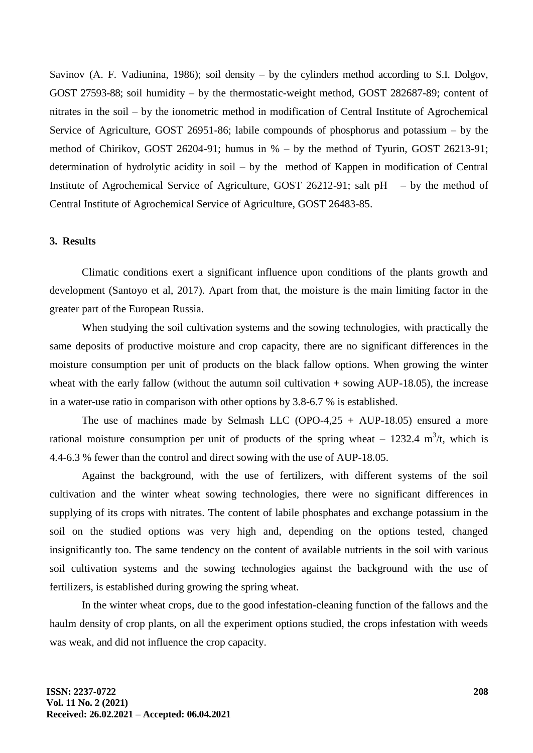Savinov (A. F. Vadiunina, 1986); soil density – by the cylinders method according to S.I. Dolgov, GOST 27593-88; soil humidity – by the thermostatic-weight method, GOST 282687-89; content of nitrates in the soil – by the ionometric method in modification of Central Institute of Agrochemical Service of Agriculture, GOST 26951-86; labile compounds of phosphorus and potassium – by the method of Chirikov, GOST 26204-91; humus in % – by the method of Tyurin, GOST 26213-91; determination of hydrolytic acidity in soil – by the method of Kappen in modification of Central Institute of Agrochemical Service of Agriculture, GOST 26212-91; salt pH – by the method of Central Institute of Agrochemical Service of Agriculture, GOST 26483-85.

## 3. Results

Climatic conditions exert a significant influence upon conditions of the plants growth and development (Santoyo et al, 2017). Apart from that, the moisture is the main limiting factor in the greater part of the European Russia.

When studying the soil cultivation systems and the sowing technologies, with practically the same deposits of productive moisture and crop capacity, there are no significant differences in the moisture consumption per unit of products on the black fallow options. When growing the winter wheat with the early fallow (without the autumn soil cultivation + sowing AUP-18.05), the increase in a water-use ratio in comparison with other options by 3.8-6.7 % is established.

The use of machines made by Selmash LLC (OPO-4,25 + AUP-18.05) ensured a more rational moisture consumption per unit of products of the spring wheat – 1232.4 $m^3$/t, which is 4.4-6.3 % fewer than the control and direct sowing with the use of AUP-18.05.

Against the background, with the use of fertilizers, with different systems of the soil cultivation and the winter wheat sowing technologies, there were no significant differences in supplying of its crops with nitrates. The content of labile phosphates and exchange potassium in the soil on the studied options was very high and, depending on the options tested, changed insignificantly too. The same tendency on the content of available nutrients in the soil with various soil cultivation systems and the sowing technologies against the background with the use of fertilizers, is established during growing the spring wheat.

In the winter wheat crops, due to the good infestation-cleaning function of the fallows and the haulm density of crop plants, on all the experiment options studied, the crops infestation with weeds was weak, and did not influence the crop capacity.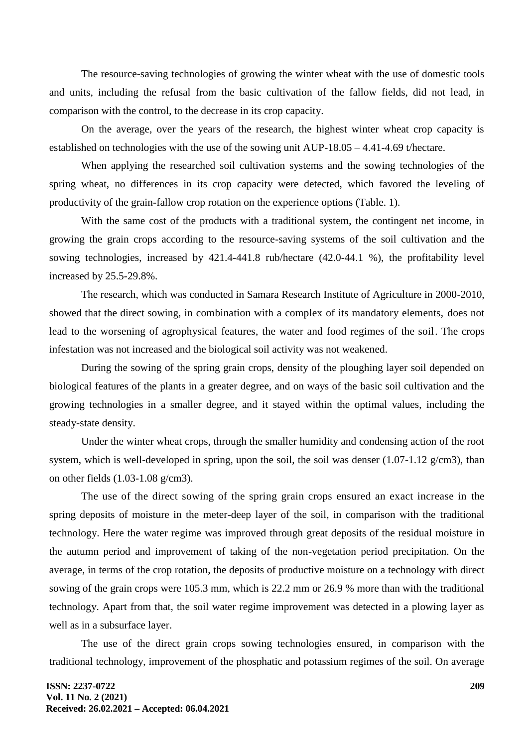The resource-saving technologies of growing the winter wheat with the use of domestic tools and units, including the refusal from the basic cultivation of the fallow fields, did not lead, in comparison with the control, to the decrease in its crop capacity.

On the average, over the years of the research, the highest winter wheat crop capacity is established on technologies with the use of the sowing unit AUP-18.05 – 4.41-4.69 t/hectare.

When applying the researched soil cultivation systems and the sowing technologies of the spring wheat, no differences in its crop capacity were detected, which favored the leveling of productivity of the grain-fallow crop rotation on the experience options (Table. 1).

With the same cost of the products with a traditional system, the contingent net income, in growing the grain crops according to the resource-saving systems of the soil cultivation and the sowing technologies, increased by 421.4-441.8 rub/hectare (42.0-44.1 %), the profitability level increased by 25.5-29.8%.

The research, which was conducted in Samara Research Institute of Agriculture in 2000-2010, showed that the direct sowing, in combination with a complex of its mandatory elements, does not lead to the worsening of agrophysical features, the water and food regimes of the soil. The crops infestation was not increased and the biological soil activity was not weakened.

During the sowing of the spring grain crops, density of the ploughing layer soil depended on biological features of the plants in a greater degree, and on ways of the basic soil cultivation and the growing technologies in a smaller degree, and it stayed within the optimal values, including the steady-state density.

Under the winter wheat crops, through the smaller humidity and condensing action of the root system, which is well-developed in spring, upon the soil, the soil was denser (1.07-1.12 g/cm3), than on other fields (1.03-1.08 g/cm3).

The use of the direct sowing of the spring grain crops ensured an exact increase in the spring deposits of moisture in the meter-deep layer of the soil, in comparison with the traditional technology. Here the water regime was improved through great deposits of the residual moisture in the autumn period and improvement of taking of the non-vegetation period precipitation. On the average, in terms of the crop rotation, the deposits of productive moisture on a technology with direct sowing of the grain crops were 105.3 mm, which is 22.2 mm or 26.9 % more than with the traditional technology. Apart from that, the soil water regime improvement was detected in a plowing layer as well as in a subsurface layer.

The use of the direct grain crops sowing technologies ensured, in comparison with the traditional technology, improvement of the phosphatic and potassium regimes of the soil. On average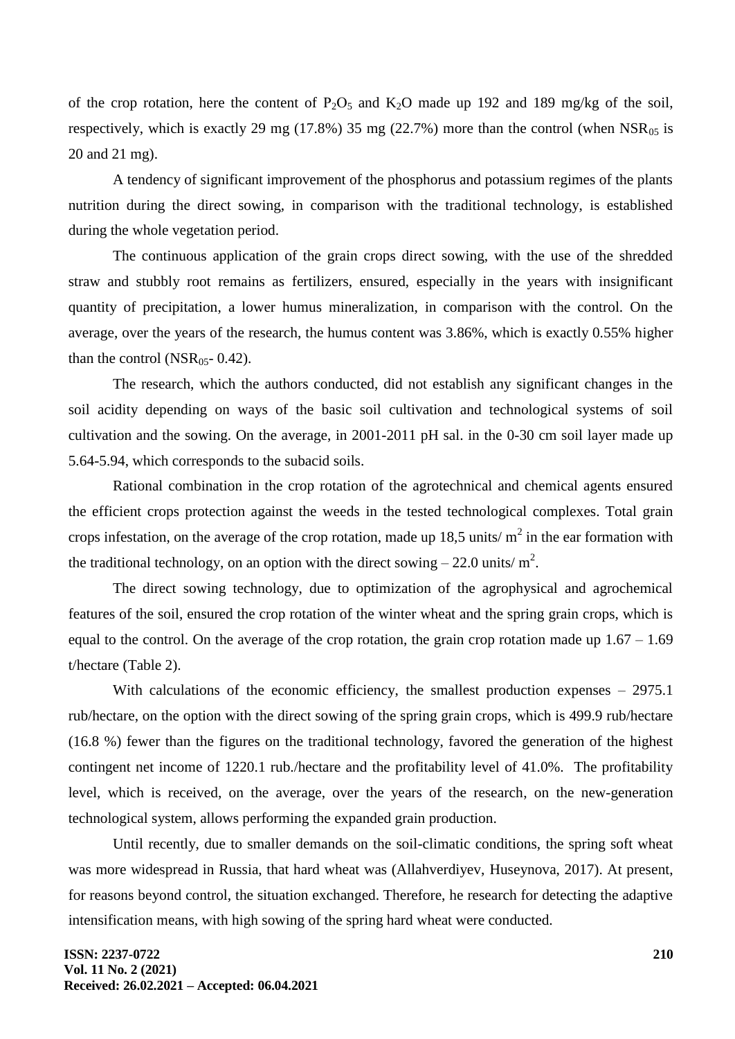of the crop rotation, here the content of $P_2O_5$ and $K_2O$ made up 192 and 189 mg/kg of the soil, respectively, which is exactly 29 mg (17.8%) 35 mg (22.7%) more than the control (when $NSR_{05}$ is 20 and 21 mg).

A tendency of significant improvement of the phosphorus and potassium regimes of the plants nutrition during the direct sowing, in comparison with the traditional technology, is established during the whole vegetation period.

The continuous application of the grain crops direct sowing, with the use of the shredded straw and stubbly root remains as fertilizers, ensured, especially in the years with insignificant quantity of precipitation, a lower humus mineralization, in comparison with the control. On the average, over the years of the research, the humus content was 3.86%, which is exactly 0.55% higher than the control ($NSR_{05}$- 0.42).

The research, which the authors conducted, did not establish any significant changes in the soil acidity depending on ways of the basic soil cultivation and technological systems of soil cultivation and the sowing. On the average, in 2001-2011 pH sal. in the 0-30 cm soil layer made up 5.64-5.94, which corresponds to the subacid soils.

Rational combination in the crop rotation of the agrotechnical and chemical agents ensured the efficient crops protection against the weeds in the tested technological complexes. Total grain crops infestation, on the average of the crop rotation, made up 18,5 units/ $m^2$ in the ear formation with the traditional technology, on an option with the direct sowing – 22.0 units/ $m^2$.

The direct sowing technology, due to optimization of the agrophysical and agrochemical features of the soil, ensured the crop rotation of the winter wheat and the spring grain crops, which is equal to the control. On the average of the crop rotation, the grain crop rotation made up 1.67 – 1.69 t/hectare (Table 2).

With calculations of the economic efficiency, the smallest production expenses – 2975.1 rub/hectare, on the option with the direct sowing of the spring grain crops, which is 499.9 rub/hectare (16.8 %) fewer than the figures on the traditional technology, favored the generation of the highest contingent net income of 1220.1 rub./hectare and the profitability level of 41.0%. The profitability level, which is received, on the average, over the years of the research, on the new-generation technological system, allows performing the expanded grain production.

Until recently, due to smaller demands on the soil-climatic conditions, the spring soft wheat was more widespread in Russia, that hard wheat was (Allahverdiyev, Huseynova, 2017). At present, for reasons beyond control, the situation exchanged. Therefore, he research for detecting the adaptive intensification means, with high sowing of the spring hard wheat were conducted.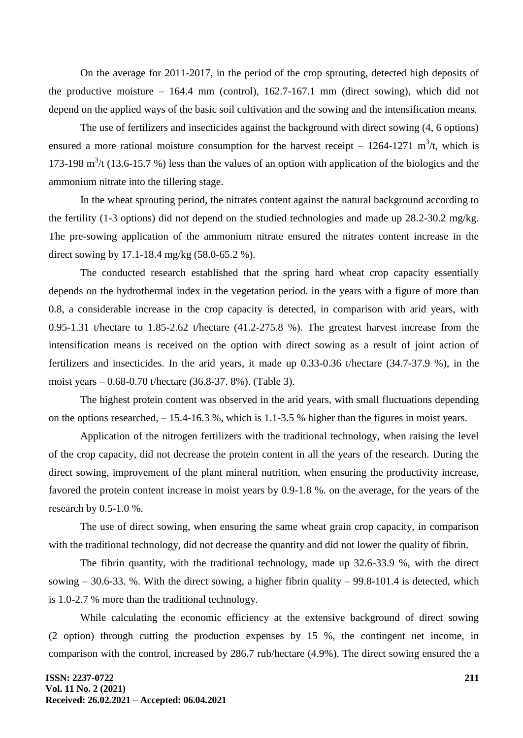On the average for 2011-2017, in the period of the crop sprouting, detected high deposits of the productive moisture – 164.4 mm (control), 162.7-167.1 mm (direct sowing), which did not depend on the applied ways of the basic soil cultivation and the sowing and the intensification means.

The use of fertilizers and insecticides against the background with direct sowing (4, 6 options) ensured a more rational moisture consumption for the harvest receipt – 1264-1271 $m^3$/t, which is 173-198 $m^3$/t (13.6-15.7 %) less than the values of an option with application of the biologics and the ammonium nitrate into the tillering stage.

In the wheat sprouting period, the nitrates content against the natural background according to the fertility (1-3 options) did not depend on the studied technologies and made up 28.2-30.2 mg/kg. The pre-sowing application of the ammonium nitrate ensured the nitrates content increase in the direct sowing by 17.1-18.4 mg/kg (58.0-65.2 %).

The conducted research established that the spring hard wheat crop capacity essentially depends on the hydrothermal index in the vegetation period. in the years with a figure of more than 0.8, a considerable increase in the crop capacity is detected, in comparison with arid years, with 0.95-1.31 t/hectare to 1.85-2.62 t/hectare (41.2-275.8 %). The greatest harvest increase from the intensification means is received on the option with direct sowing as a result of joint action of fertilizers and insecticides. In the arid years, it made up 0.33-0.36 t/hectare (34.7-37.9 %), in the moist years – 0.68-0.70 t/hectare (36.8-37. 8%). (Table 3).

The highest protein content was observed in the arid years, with small fluctuations depending on the options researched, – 15.4-16.3 %, which is 1.1-3.5 % higher than the figures in moist years.

Application of the nitrogen fertilizers with the traditional technology, when raising the level of the crop capacity, did not decrease the protein content in all the years of the research. During the direct sowing, improvement of the plant mineral nutrition, when ensuring the productivity increase, favored the protein content increase in moist years by 0.9-1.8 %. on the average, for the years of the research by 0.5-1.0 %.

The use of direct sowing, when ensuring the same wheat grain crop capacity, in comparison with the traditional technology, did not decrease the quantity and did not lower the quality of fibrin.

The fibrin quantity, with the traditional technology, made up 32.6-33.9 %, with the direct sowing – 30.6-33. %. With the direct sowing, a higher fibrin quality – 99.8-101.4 is detected, which is 1.0-2.7 % more than the traditional technology.

While calculating the economic efficiency at the extensive background of direct sowing (2 option) through cutting the production expenses by 15 %, the contingent net income, in comparison with the control, increased by 286.7 rub/hectare (4.9%). The direct sowing ensured the a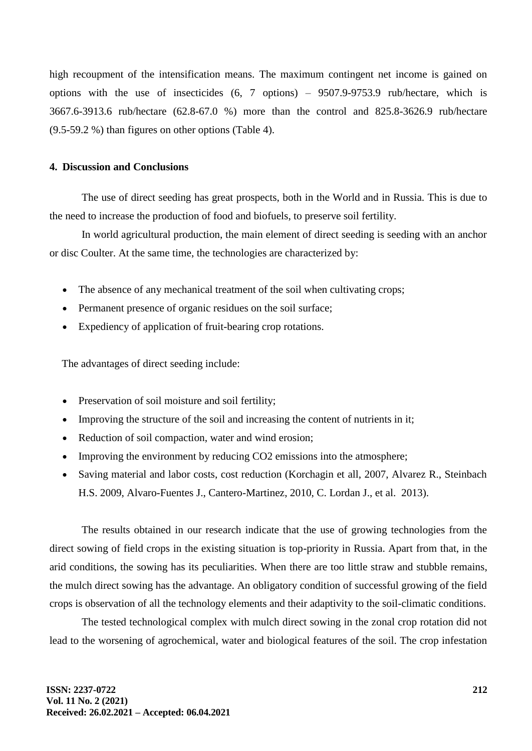high recoupment of the intensification means. The maximum contingent net income is gained on options with the use of insecticides (6, 7 options) – 9507.9-9753.9 rub/hectare, which is 3667.6-3913.6 rub/hectare (62.8-67.0 %) more than the control and 825.8-3626.9 rub/hectare (9.5-59.2 %) than figures on other options (Table 4).

## 4. Discussion and Conclusions

The use of direct seeding has great prospects, both in the World and in Russia. This is due to the need to increase the production of food and biofuels, to preserve soil fertility.

In world agricultural production, the main element of direct seeding is seeding with an anchor or disc Coulter. At the same time, the technologies are characterized by:

- The absence of any mechanical treatment of the soil when cultivating crops;
- Permanent presence of organic residues on the soil surface;
- Expediency of application of fruit-bearing crop rotations.

The advantages of direct seeding include:

- Preservation of soil moisture and soil fertility;
- Improving the structure of the soil and increasing the content of nutrients in it;
- Reduction of soil compaction, water and wind erosion;
- Improving the environment by reducing CO2 emissions into the atmosphere;
- Saving material and labor costs, cost reduction (Korchagin et all, 2007, Alvarez R., Steinbach H.S. 2009, Alvaro-Fuentes J., Cantero-Martinez, 2010, C. Lordan J., et al. 2013).

The results obtained in our research indicate that the use of growing technologies from the direct sowing of field crops in the existing situation is top-priority in Russia. Apart from that, in the arid conditions, the sowing has its peculiarities. When there are too little straw and stubble remains, the mulch direct sowing has the advantage. An obligatory condition of successful growing of the field crops is observation of all the technology elements and their adaptivity to the soil-climatic conditions.

The tested technological complex with mulch direct sowing in the zonal crop rotation did not lead to the worsening of agrochemical, water and biological features of the soil. The crop infestation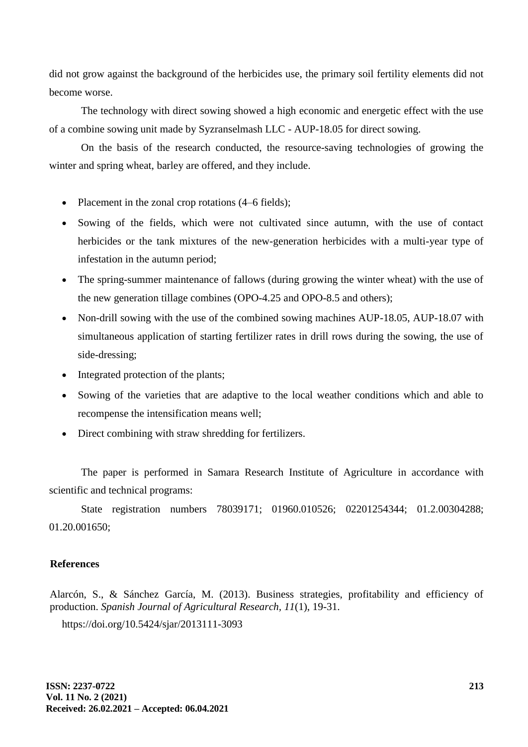did not grow against the background of the herbicides use, the primary soil fertility elements did not become worse.

The technology with direct sowing showed a high economic and energetic effect with the use of a combine sowing unit made by Syzranselmash LLC - AUP-18.05 for direct sowing.

On the basis of the research conducted, the resource-saving technologies of growing the winter and spring wheat, barley are offered, and they include.

- Placement in the zonal crop rotations (4–6 fields);
- Sowing of the fields, which were not cultivated since autumn, with the use of contact herbicides or the tank mixtures of the new-generation herbicides with a multi-year type of infestation in the autumn period;
- The spring-summer maintenance of fallows (during growing the winter wheat) with the use of the new generation tillage combines (OPO-4.25 and OPO-8.5 and others);
- Non-drill sowing with the use of the combined sowing machines AUP-18.05, AUP-18.07 with simultaneous application of starting fertilizer rates in drill rows during the sowing, the use of side-dressing;
- Integrated protection of the plants;
- Sowing of the varieties that are adaptive to the local weather conditions which and able to recompense the intensification means well;
- Direct combining with straw shredding for fertilizers.

The paper is performed in Samara Research Institute of Agriculture in accordance with scientific and technical programs:

State registration numbers 78039171; 01960.010526; 02201254344; 01.2.00304288; 01.20.001650;

## References

Alarcón, S., & Sánchez García, M. (2013). Business strategies, profitability and efficiency of production. *Spanish Journal of Agricultural Research, 11*(1), 19-31. https://doi.org/10.5424/sjar/2013111-3093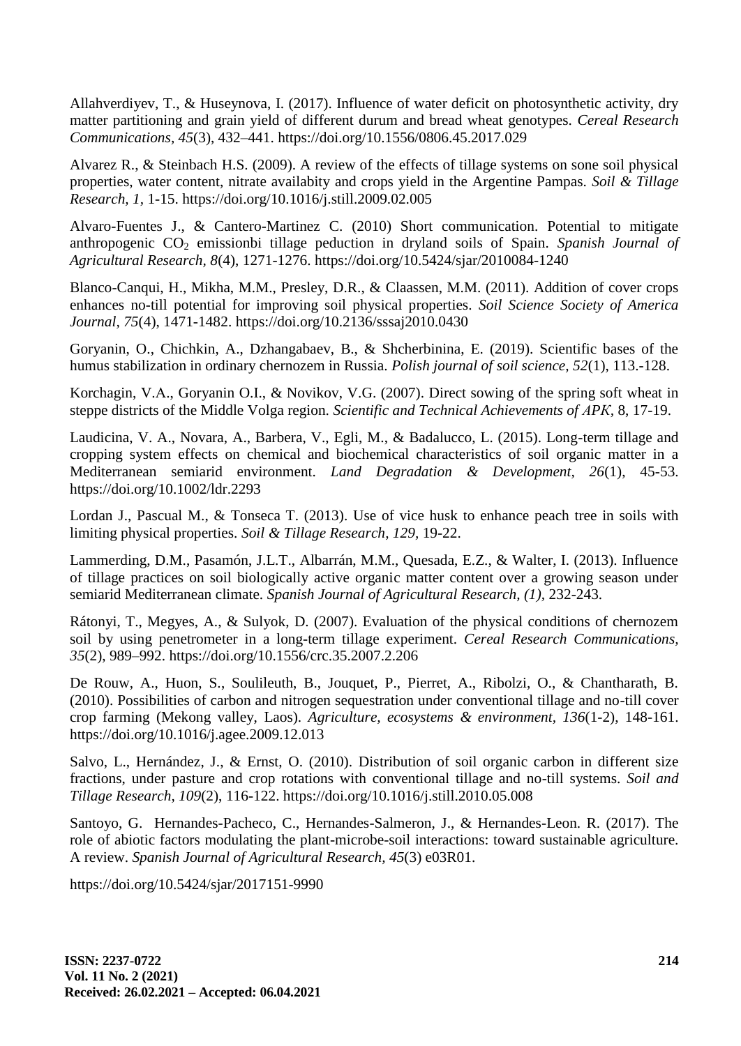Allahverdiyev, T., & Huseynova, I. (2017). Influence of water deficit on photosynthetic activity, dry matter partitioning and grain yield of different durum and bread wheat genotypes. *Cereal Research Communications*, *45*(3), 432–441. https://doi.org/10.1556/0806.45.2017.029

Alvarez R., & Steinbach H.S. (2009). A review of the effects of tillage systems on sone soil physical properties, water content, nitrate availabity and crops yield in the Argentine Pampas. *Soil & Tillage Research, 1*, 1-15. https://doi.org/10.1016/j.still.2009.02.005

Alvaro-Fuentes J., & Cantero-Martinez C. (2010) Short communication. Potential to mitigate anthropogenic $CO_2$ emissionbi tillage peduction in dryland soils of Spain. *Spanish Journal of Agricultural Research, 8*(4), 1271-1276. https://doi.org/10.5424/sjar/2010084-1240

Blanco-Canqui, H., Mikha, M.M., Presley, D.R., & Claassen, M.M. (2011). Addition of cover crops enhances no-till potential for improving soil physical properties. *Soil Science Society of America Journal*, *75*(4), 1471-1482. https://doi.org/10.2136/sssaj2010.0430

Goryanin, O., Chichkin, A., Dzhangabaev, B., & Shcherbinina, E. (2019). Scientific bases of the humus stabilization in ordinary chernozem in Russia. *Polish journal of soil science, 52*(1), 113.-128.

Korchagin, V.A., Goryanin O.I., & Novikov, V.G. (2007). Direct sowing of the spring soft wheat in steppe districts of the Middle Volga region. *Scientific and Technical Achievements of АРК*, 8, 17-19.

Laudicina, V. A., Novara, A., Barbera, V., Egli, M., & Badalucco, L. (2015). Long‐term tillage and cropping system effects on chemical and biochemical characteristics of soil organic matter in a Mediterranean semiarid environment. *Land Degradation & Development, 26*(1), 45-53. https://doi.org/10.1002/ldr.2293

Lordan J., Pascual M., & Tonseca T. (2013). Use of vice husk to enhance peach tree in soils with limiting physical properties. *Soil & Tillage Research, 129,* 19-22.

Lammerding, D.M., Pasamón, J.L.T., Albarrán, M.M., Quesada, E.Z., & Walter, I. (2013). Influence of tillage practices on soil biologically active organic matter content over a growing season under semiarid Mediterranean climate. *Spanish Journal of Agricultural Research, (1),* 232-243.

Rátonyi, T., Megyes, A., & Sulyok, D. (2007). Evaluation of the physical conditions of chernozem soil by using penetrometer in a long-term tillage experiment. *Cereal Research Communications*, *35*(2), 989–992. https://doi.org/10.1556/crc.35.2007.2.206

De Rouw, A., Huon, S., Soulileuth, B., Jouquet, P., Pierret, A., Ribolzi, O., & Chantharath, B. (2010). Possibilities of carbon and nitrogen sequestration under conventional tillage and no-till cover crop farming (Mekong valley, Laos). *Agriculture, ecosystems & environment*, *136*(1-2), 148-161. https://doi.org/10.1016/j.agee.2009.12.013

Salvo, L., Hernández, J., & Ernst, O. (2010). Distribution of soil organic carbon in different size fractions, under pasture and crop rotations with conventional tillage and no-till systems. *Soil and Tillage Research, 109*(2), 116-122. https://doi.org/10.1016/j.still.2010.05.008

Santoyo, G. Hernandes-Pacheco, C., Hernandes-Salmeron, J., & Hernandes-Leon. R. (2017). The role of abiotic factors modulating the plant-microbe-soil interactions: toward sustainable agriculture. A review. *Spanish Journal of Agricultural Research, 45*(3) e03R01.

https://doi.org/10.5424/sjar/2017151-9990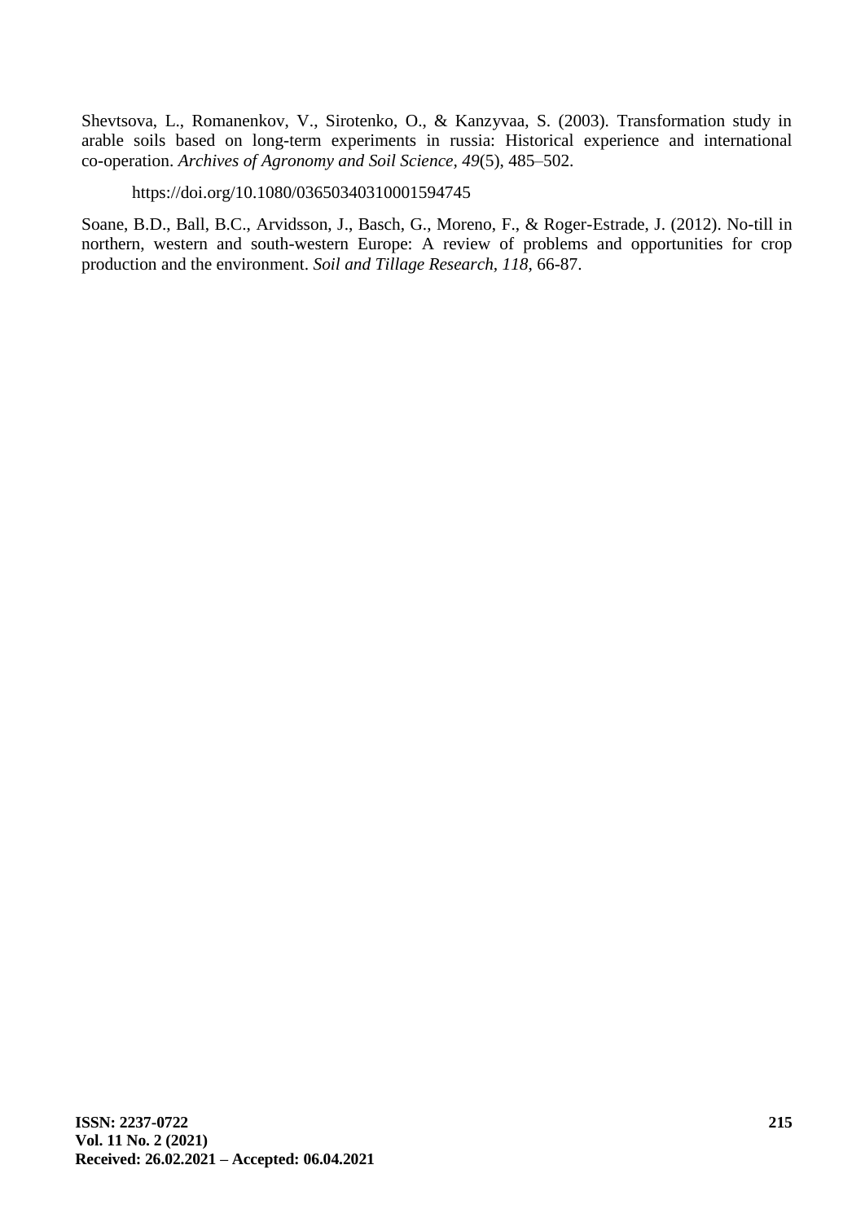Shevtsova, L., Romanenkov, V., Sirotenko, O., & Kanzyvaa, S. (2003). Transformation study in arable soils based on long-term experiments in russia: Historical experience and international co-operation. *Archives of Agronomy and Soil Science, 49*(5), 485–502.

https://doi.org/10.1080/03650340310001594745

Soane, B.D., Ball, B.C., Arvidsson, J., Basch, G., Moreno, F., & Roger-Estrade, J. (2012). No-till in northern, western and south-western Europe: A review of problems and opportunities for crop production and the environment. *Soil and Tillage Research, 118*, 66-87.

**Received: 26.02.2021 – Accepted: 06.04.2021**